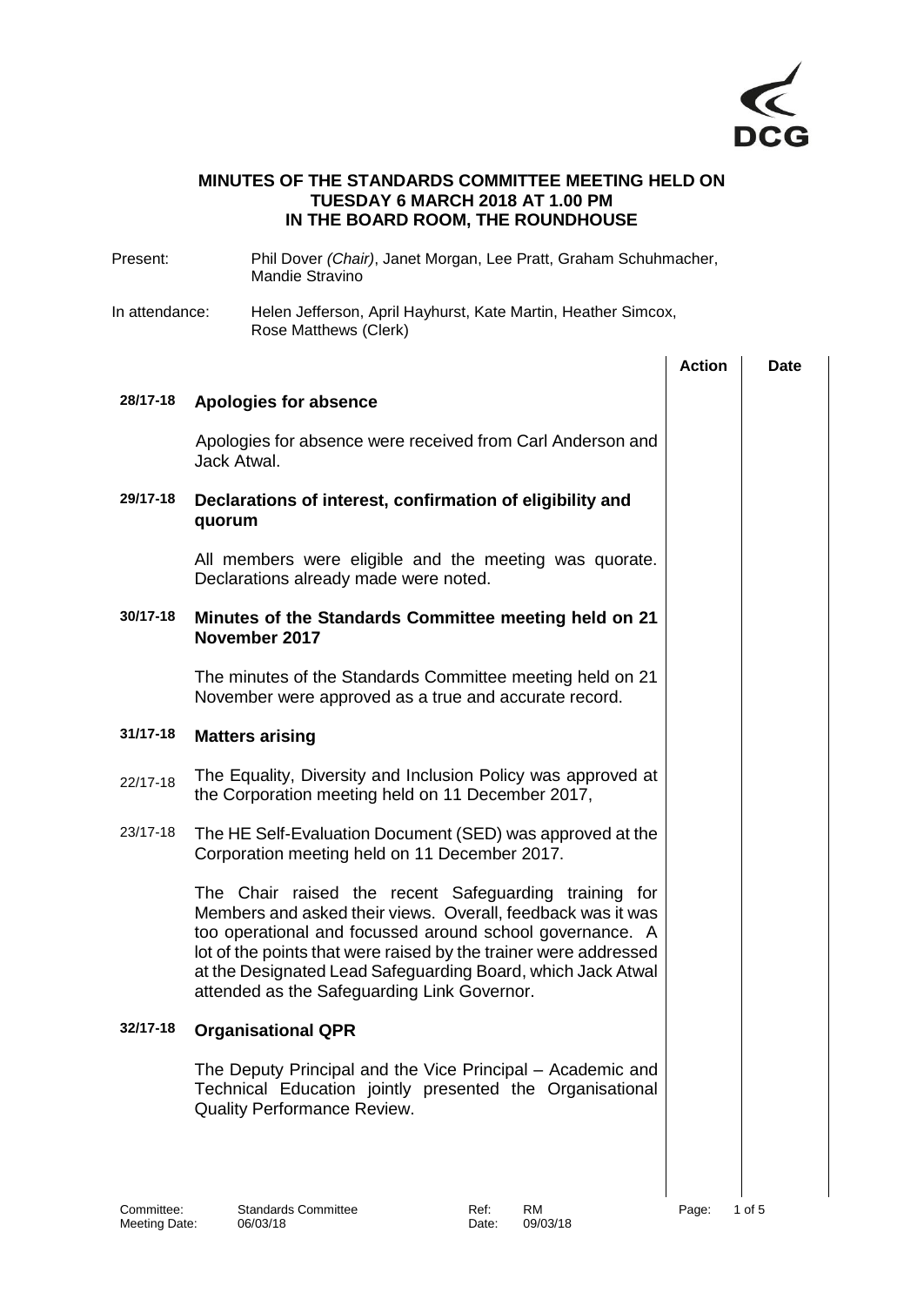DCG

**MINUTES OF THE STANDARDS COMMITTEE MEETING HELD ON TUESDAY 6 MARCH 2018 AT 1.00 PM IN THE BOARD ROOM, THE ROUNDHOUSE**

Present: Phil Dover *(Chair)*, Janet Morgan, Lee Pratt, Graham Schuhmacher, Mandie Stravino

In attendance: Helen Jefferson, April Hayhurst, Kate Martin, Heather Simcox, Rose Matthews (Clerk)

| | | Action | Date |
|---|---|---|---|
| **28/17-18** | **Apologies for absence** | | |
| | Apologies for absence were received from Carl Anderson and Jack Atwal. | | |
| **29/17-18** | **Declarations of interest, confirmation of eligibility and quorum** | | |
| | All members were eligible and the meeting was quorate. Declarations already made were noted. | | |
| **30/17-18** | **Minutes of the Standards Committee meeting held on 21 November 2017** | | |
| | The minutes of the Standards Committee meeting held on 21 November were approved as a true and accurate record. | | |
| **31/17-18** | **Matters arising** | | |
| 22/17-18 | The Equality, Diversity and Inclusion Policy was approved at the Corporation meeting held on 11 December 2017, | | |
| 23/17-18 | The HE Self-Evaluation Document (SED) was approved at the Corporation meeting held on 11 December 2017. | | |
| | The Chair raised the recent Safeguarding training for Members and asked their views. Overall, feedback was it was too operational and focussed around school governance. A lot of the points that were raised by the trainer were addressed at the Designated Lead Safeguarding Board, which Jack Atwal attended as the Safeguarding Link Governor. | | |
| **32/17-18** | **Organisational QPR** | | |
| | The Deputy Principal and the Vice Principal – Academic and Technical Education jointly presented the Organisational Quality Performance Review. | | |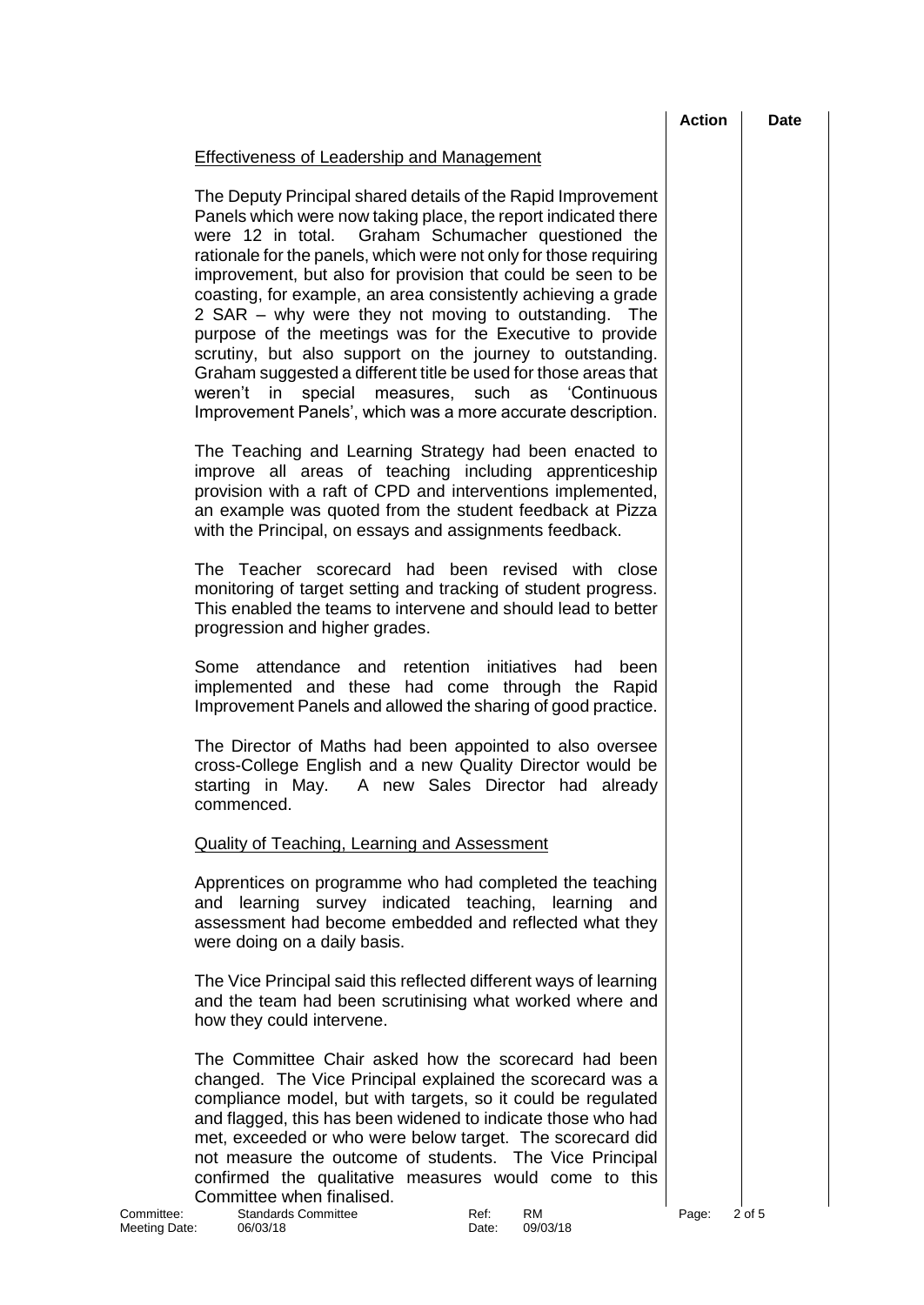#### Effectiveness of Leadership and Management

The Deputy Principal shared details of the Rapid Improvement Panels which were now taking place, the report indicated there were 12 in total. Graham Schumacher questioned the rationale for the panels, which were not only for those requiring improvement, but also for provision that could be seen to be coasting, for example, an area consistently achieving a grade 2 SAR – why were they not moving to outstanding. The purpose of the meetings was for the Executive to provide scrutiny, but also support on the journey to outstanding. Graham suggested a different title be used for those areas that weren't in special measures, such as 'Continuous Improvement Panels', which was a more accurate description.

The Teaching and Learning Strategy had been enacted to improve all areas of teaching including apprenticeship provision with a raft of CPD and interventions implemented, an example was quoted from the student feedback at Pizza with the Principal, on essays and assignments feedback.

The Teacher scorecard had been revised with close monitoring of target setting and tracking of student progress. This enabled the teams to intervene and should lead to better progression and higher grades.

Some attendance and retention initiatives had been implemented and these had come through the Rapid Improvement Panels and allowed the sharing of good practice.

The Director of Maths had been appointed to also oversee cross-College English and a new Quality Director would be starting in May. A new Sales Director had already commenced.

#### Quality of Teaching, Learning and Assessment

Apprentices on programme who had completed the teaching and learning survey indicated teaching, learning and assessment had become embedded and reflected what they were doing on a daily basis.

The Vice Principal said this reflected different ways of learning and the team had been scrutinising what worked where and how they could intervene.

The Committee Chair asked how the scorecard had been changed. The Vice Principal explained the scorecard was a compliance model, but with targets, so it could be regulated and flagged, this has been widened to indicate those who had met, exceeded or who were below target. The scorecard did not measure the outcome of students. The Vice Principal confirmed the qualitative measures would come to this Committee when finalised.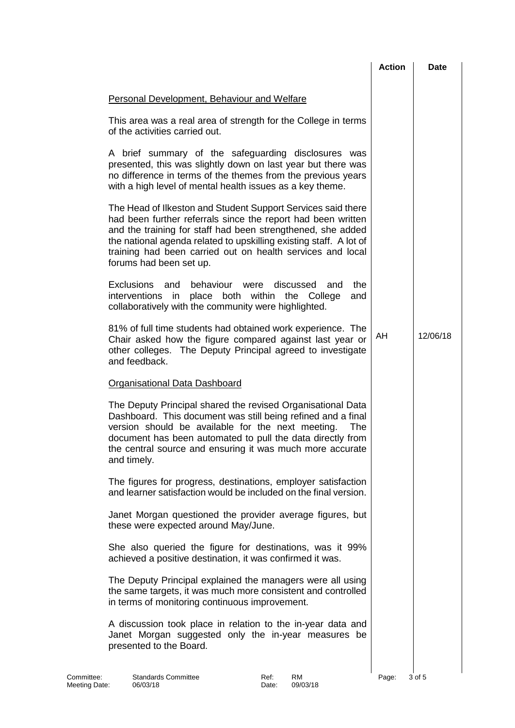| | Action | Date |
|---|---|---|
| <u>Personal Development, Behaviour and Welfare</u> | | |
| This area was a real area of strength for the College in terms of the activities carried out. | | |
| A brief summary of the safeguarding disclosures was presented, this was slightly down on last year but there was no difference in terms of the themes from the previous years with a high level of mental health issues as a key theme. | | |
| The Head of Ilkeston and Student Support Services said there had been further referrals since the report had been written and the training for staff had been strengthened, she added the national agenda related to upskilling existing staff. A lot of training had been carried out on health services and local forums had been set up. | | |
| Exclusions and behaviour were discussed and the interventions in place both within the College and collaboratively with the community were highlighted. | | |
| 81% of full time students had obtained work experience. The Chair asked how the figure compared against last year or other colleges. The Deputy Principal agreed to investigate and feedback. | AH | 12/06/18 |
| <u>Organisational Data Dashboard</u> | | |
| The Deputy Principal shared the revised Organisational Data Dashboard. This document was still being refined and a final version should be available for the next meeting. The document has been automated to pull the data directly from the central source and ensuring it was much more accurate and timely. | | |
| The figures for progress, destinations, employer satisfaction and learner satisfaction would be included on the final version. | | |
| Janet Morgan questioned the provider average figures, but these were expected around May/June. | | |
| She also queried the figure for destinations, was it 99% achieved a positive destination, it was confirmed it was. | | |
| The Deputy Principal explained the managers were all using the same targets, it was much more consistent and controlled in terms of monitoring continuous improvement. | | |
| A discussion took place in relation to the in-year data and Janet Morgan suggested only the in-year measures be presented to the Board. | | |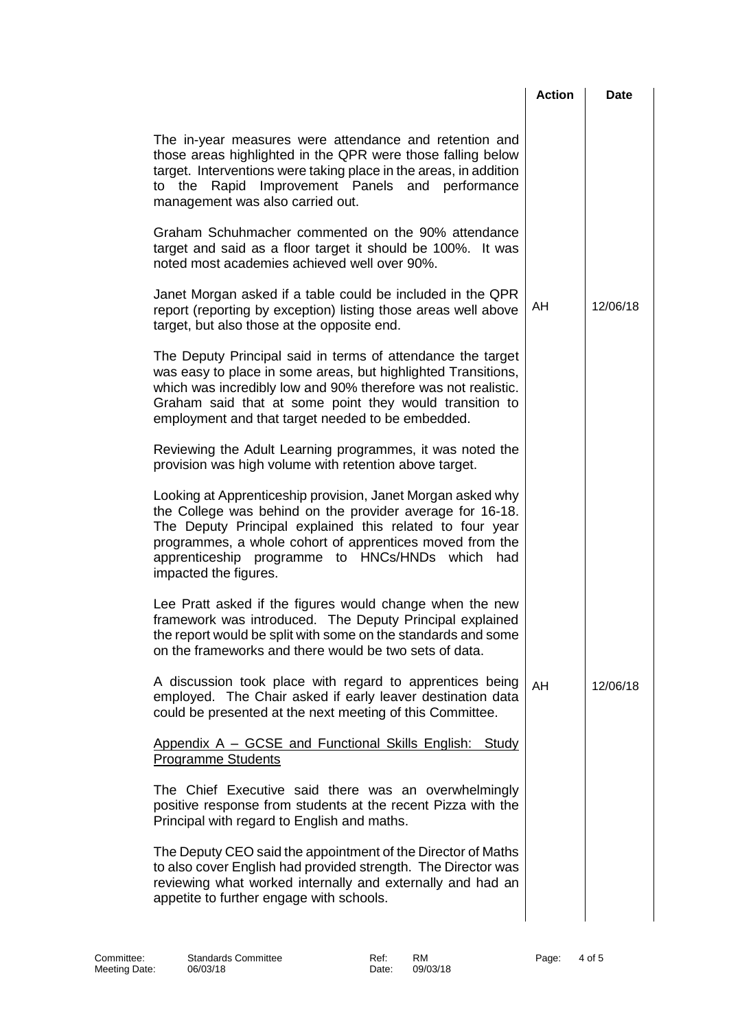| | Action | Date |
|---|---|---|
| The in-year measures were attendance and retention and those areas highlighted in the QPR were those falling below target. Interventions were taking place in the areas, in addition to the Rapid Improvement Panels and performance management was also carried out. | | |
| Graham Schuhmacher commented on the 90% attendance target and said as a floor target it should be 100%. It was noted most academies achieved well over 90%. | | |
| Janet Morgan asked if a table could be included in the QPR report (reporting by exception) listing those areas well above target, but also those at the opposite end. | AH | 12/06/18 |
| The Deputy Principal said in terms of attendance the target was easy to place in some areas, but highlighted Transitions, which was incredibly low and 90% therefore was not realistic. Graham said that at some point they would transition to employment and that target needed to be embedded. | | |
| Reviewing the Adult Learning programmes, it was noted the provision was high volume with retention above target. | | |
| Looking at Apprenticeship provision, Janet Morgan asked why the College was behind on the provider average for 16-18. The Deputy Principal explained this related to four year programmes, a whole cohort of apprentices moved from the apprenticeship programme to HNCs/HNDs which had impacted the figures. | | |
| Lee Pratt asked if the figures would change when the new framework was introduced. The Deputy Principal explained the report would be split with some on the standards and some on the frameworks and there would be two sets of data. | | |
| A discussion took place with regard to apprentices being employed. The Chair asked if early leaver destination data could be presented at the next meeting of this Committee. | AH | 12/06/18 |
| <u>Appendix A – GCSE and Functional Skills English: Study Programme Students</u> | | |
| The Chief Executive said there was an overwhelmingly positive response from students at the recent Pizza with the Principal with regard to English and maths. | | |
| The Deputy CEO said the appointment of the Director of Maths to also cover English had provided strength. The Director was reviewing what worked internally and externally and had an appetite to further engage with schools. | | |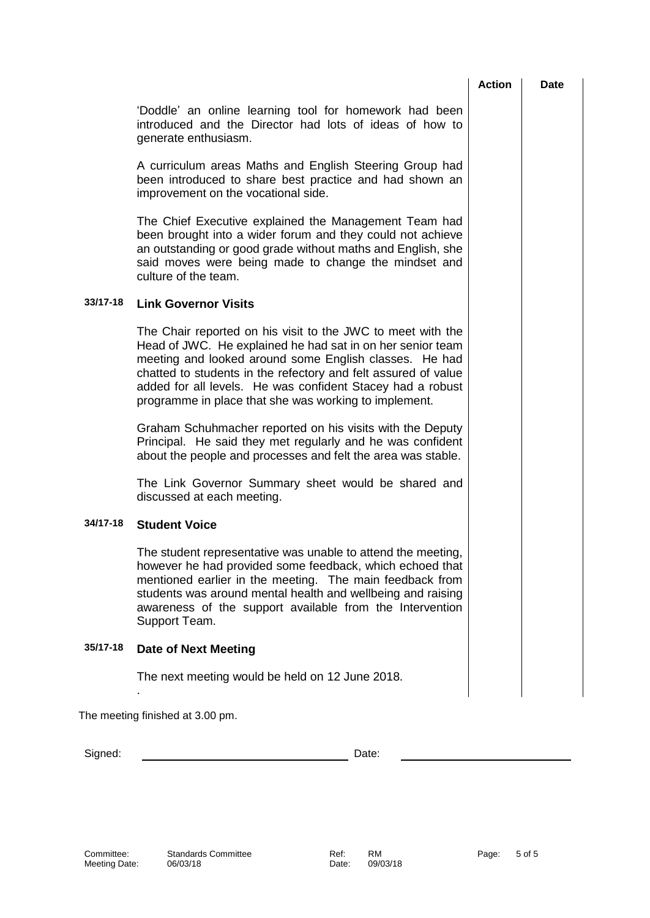| | | Action | Date |
|---|---|---|---|
| | 'Doddle' an online learning tool for homework had been introduced and the Director had lots of ideas of how to generate enthusiasm. | | |
| | A curriculum areas Maths and English Steering Group had been introduced to share best practice and had shown an improvement on the vocational side. | | |
| | The Chief Executive explained the Management Team had been brought into a wider forum and they could not achieve an outstanding or good grade without maths and English, she said moves were being made to change the mindset and culture of the team. | | |
| **33/17-18** | **Link Governor Visits** | | |
| | The Chair reported on his visit to the JWC to meet with the Head of JWC. He explained he had sat in on her senior team meeting and looked around some English classes. He had chatted to students in the refectory and felt assured of value added for all levels. He was confident Stacey had a robust programme in place that she was working to implement. | | |
| | Graham Schuhmacher reported on his visits with the Deputy Principal. He said they met regularly and he was confident about the people and processes and felt the area was stable. | | |
| | The Link Governor Summary sheet would be shared and discussed at each meeting. | | |
| **34/17-18** | **Student Voice** | | |
| | The student representative was unable to attend the meeting, however he had provided some feedback, which echoed that mentioned earlier in the meeting. The main feedback from students was around mental health and wellbeing and raising awareness of the support available from the Intervention Support Team. | | |
| **35/17-18** | **Date of Next Meeting** | | |
| | The next meeting would be held on 12 June 2018. | | |

The meeting finished at 3.00 pm.

Signed: ______________________________ Date: ____________________

Committee: Standards Committee
Meeting Date: 06/03/18
Ref: RM
Date: 09/03/18